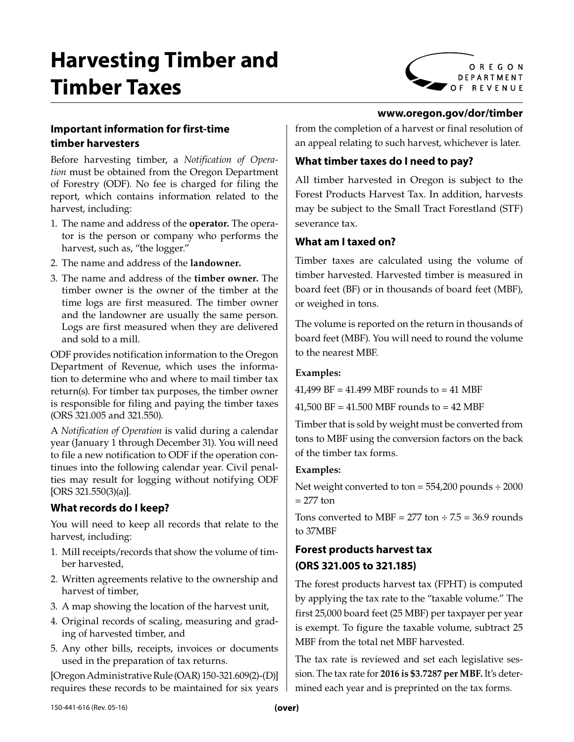# Harvesting Timber and Timber Taxes

**www.oregon.gov/dor/timber**

## Important information for first-time timber harvesters

Before harvesting timber, a *Notification of Operation* must be obtained from the Oregon Department of Forestry (ODF). No fee is charged for filing the report, which contains information related to the harvest, including:

1. The name and address of the **operator.** The operator is the person or company who performs the harvest, such as, "the logger."
2. The name and address of the **landowner.**
3. The name and address of the **timber owner.** The timber owner is the owner of the timber at the time logs are first measured. The timber owner and the landowner are usually the same person. Logs are first measured when they are delivered and sold to a mill.

ODF provides notification information to the Oregon Department of Revenue, which uses the information to determine who and where to mail timber tax return(s). For timber tax purposes, the timber owner is responsible for filing and paying the timber taxes (ORS 321.005 and 321.550).

A *Notification of Operation* is valid during a calendar year (January 1 through December 31). You will need to file a new notification to ODF if the operation continues into the following calendar year. Civil penalties may result for logging without notifying ODF [ORS 321.550(3)(a)].

## What records do I keep?

You will need to keep all records that relate to the harvest, including:

1. Mill receipts/records that show the volume of timber harvested,
2. Written agreements relative to the ownership and harvest of timber,
3. A map showing the location of the harvest unit,
4. Original records of scaling, measuring and grading of harvested timber, and
5. Any other bills, receipts, invoices or documents used in the preparation of tax returns.

[Oregon Administrative Rule (OAR) 150-321.609(2)-(D)] requires these records to be maintained for six years from the completion of a harvest or final resolution of an appeal relating to such harvest, whichever is later.

## What timber taxes do I need to pay?

All timber harvested in Oregon is subject to the Forest Products Harvest Tax. In addition, harvests may be subject to the Small Tract Forestland (STF) severance tax.

## What am I taxed on?

Timber taxes are calculated using the volume of timber harvested. Harvested timber is measured in board feet (BF) or in thousands of board feet (MBF), or weighed in tons.

The volume is reported on the return in thousands of board feet (MBF). You will need to round the volume to the nearest MBF.

**Examples:**

41,499 BF = 41.499 MBF rounds to = 41 MBF

41,500 BF = 41.500 MBF rounds to = 42 MBF

Timber that is sold by weight must be converted from tons to MBF using the conversion factors on the back of the timber tax forms.

**Examples:**

Net weight converted to ton = 554,200 pounds ÷ 2000 = 277 ton

Tons converted to MBF = 277 ton ÷ 7.5 = 36.9 rounds to 37MBF

## Forest products harvest tax (ORS 321.005 to 321.185)

The forest products harvest tax (FPHT) is computed by applying the tax rate to the "taxable volume." The first 25,000 board feet (25 MBF) per taxpayer per year is exempt. To figure the taxable volume, subtract 25 MBF from the total net MBF harvested.

The tax rate is reviewed and set each legislative session. The tax rate for **2016 is $3.7287 per MBF.** It's determined each year and is preprinted on the tax forms.

150-441-616 (Rev. 05-16) **(over)**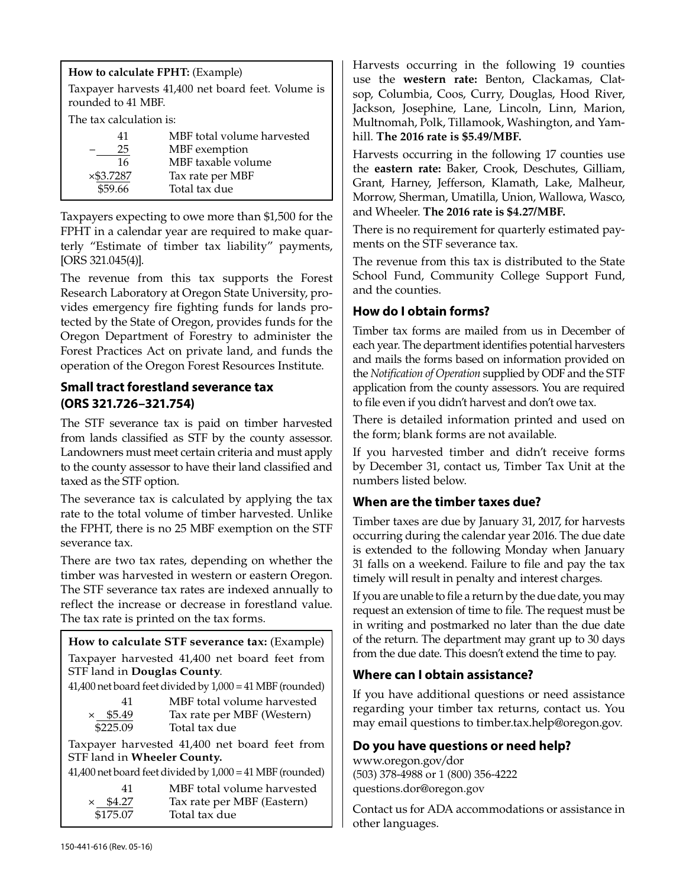**How to calculate FPHT:** (Example)

Taxpayer harvests 41,400 net board feet. Volume is rounded to 41 MBF.

The tax calculation is:

| | |
|---|---|
| 41 | MBF total volume harvested |
| − 25 | MBF exemption |
| 16 | MBF taxable volume |
| ×$3.7287 | Tax rate per MBF |
| $59.66 | Total tax due |

Taxpayers expecting to owe more than $1,500 for the FPHT in a calendar year are required to make quarterly "Estimate of timber tax liability" payments, [ORS 321.045(4)].

The revenue from this tax supports the Forest Research Laboratory at Oregon State University, provides emergency fire fighting funds for lands protected by the State of Oregon, provides funds for the Oregon Department of Forestry to administer the Forest Practices Act on private land, and funds the operation of the Oregon Forest Resources Institute.

## Small tract forestland severance tax (ORS 321.726–321.754)

The STF severance tax is paid on timber harvested from lands classified as STF by the county assessor. Landowners must meet certain criteria and must apply to the county assessor to have their land classified and taxed as the STF option.

The severance tax is calculated by applying the tax rate to the total volume of timber harvested. Unlike the FPHT, there is no 25 MBF exemption on the STF severance tax.

There are two tax rates, depending on whether the timber was harvested in western or eastern Oregon. The STF severance tax rates are indexed annually to reflect the increase or decrease in forestland value. The tax rate is printed on the tax forms.

**How to calculate STF severance tax:** (Example)

Taxpayer harvested 41,400 net board feet from STF land in **Douglas County**.

41,400 net board feet divided by 1,000 = 41 MBF (rounded)

| | |
|---|---|
| 41 | MBF total volume harvested |
| × $5.49 | Tax rate per MBF (Western) |
| $225.09 | Total tax due |

Taxpayer harvested 41,400 net board feet from STF land in **Wheeler County.**

41,400 net board feet divided by 1,000 = 41 MBF (rounded)

| | |
|---|---|
| 41 | MBF total volume harvested |
| × $4.27 | Tax rate per MBF (Eastern) |
| $175.07 | Total tax due |

Harvests occurring in the following 19 counties use the **western rate:** Benton, Clackamas, Clatsop, Columbia, Coos, Curry, Douglas, Hood River, Jackson, Josephine, Lane, Lincoln, Linn, Marion, Multnomah, Polk, Tillamook, Washington, and Yamhill. **The 2016 rate is $5.49/MBF.**

Harvests occurring in the following 17 counties use the **eastern rate:** Baker, Crook, Deschutes, Gilliam, Grant, Harney, Jefferson, Klamath, Lake, Malheur, Morrow, Sherman, Umatilla, Union, Wallowa, Wasco, and Wheeler. **The 2016 rate is $4.27/MBF.**

There is no requirement for quarterly estimated payments on the STF severance tax.

The revenue from this tax is distributed to the State School Fund, Community College Support Fund, and the counties.

## How do I obtain forms?

Timber tax forms are mailed from us in December of each year. The department identifies potential harvesters and mails the forms based on information provided on the *Notification of Operation* supplied by ODF and the STF application from the county assessors. You are required to file even if you didn't harvest and don't owe tax.

There is detailed information printed and used on the form; blank forms are not available.

If you harvested timber and didn't receive forms by December 31, contact us, Timber Tax Unit at the numbers listed below.

## When are the timber taxes due?

Timber taxes are due by January 31, 2017, for harvests occurring during the calendar year 2016. The due date is extended to the following Monday when January 31 falls on a weekend. Failure to file and pay the tax timely will result in penalty and interest charges.

If you are unable to file a return by the due date, you may request an extension of time to file. The request must be in writing and postmarked no later than the due date of the return. The department may grant up to 30 days from the due date. This doesn't extend the time to pay.

## Where can I obtain assistance?

If you have additional questions or need assistance regarding your timber tax returns, contact us. You may email questions to timber.tax.help@oregon.gov.

## Do you have questions or need help?

www.oregon.gov/dor
(503) 378-4988 or 1 (800) 356-4222
questions.dor@oregon.gov

Contact us for ADA accommodations or assistance in other languages.

150-441-616 (Rev. 05-16)